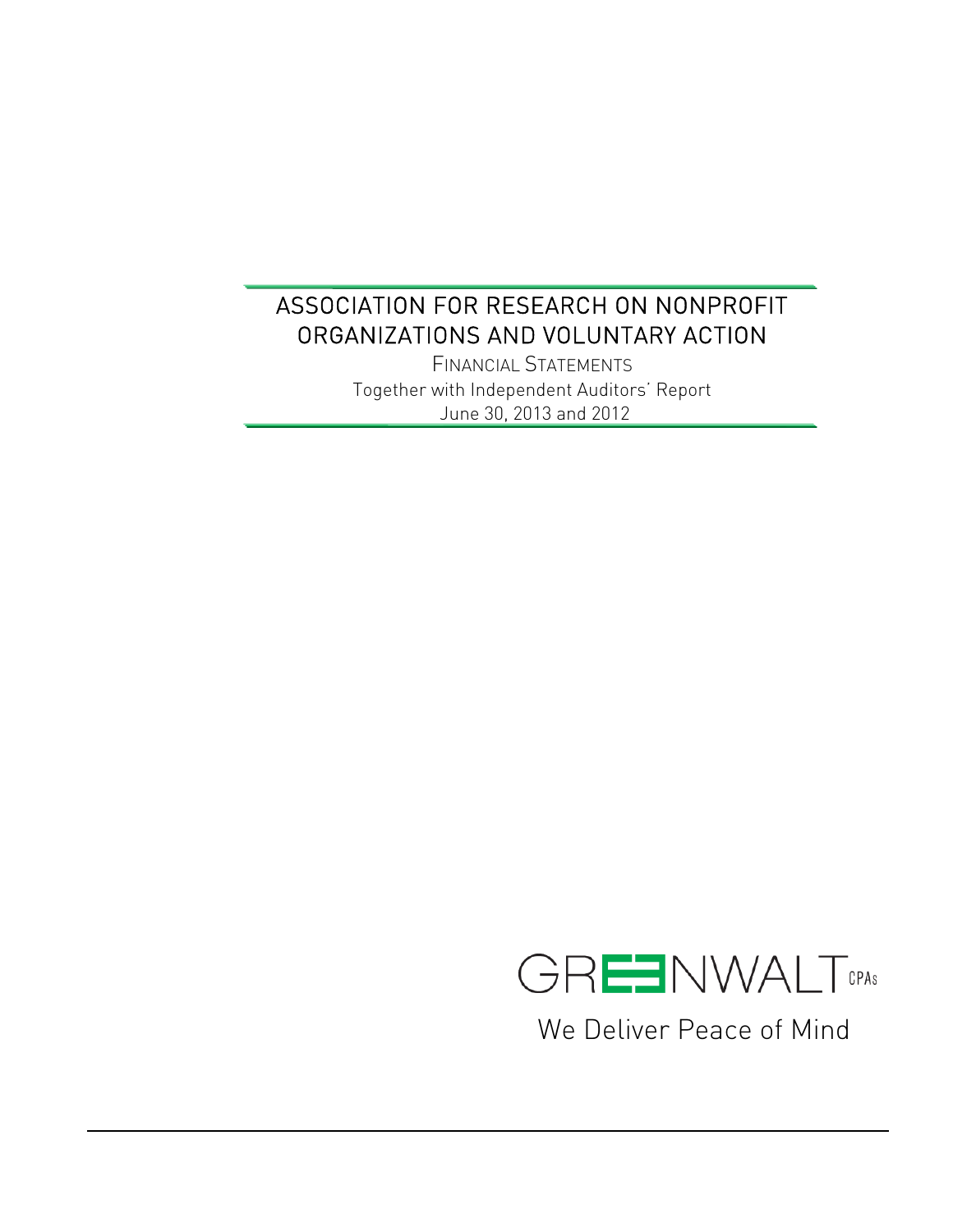# ASSOCIATION FOR RESEARCH ON NONPROFIT ORGANIZATIONS AND VOLUNTARY ACTION

FINANCIAL STATEMENTS

Together with Independent Auditors' Report

June 30, 2013 and 2012

GREENWALT CPAs

We Deliver Peace of Mind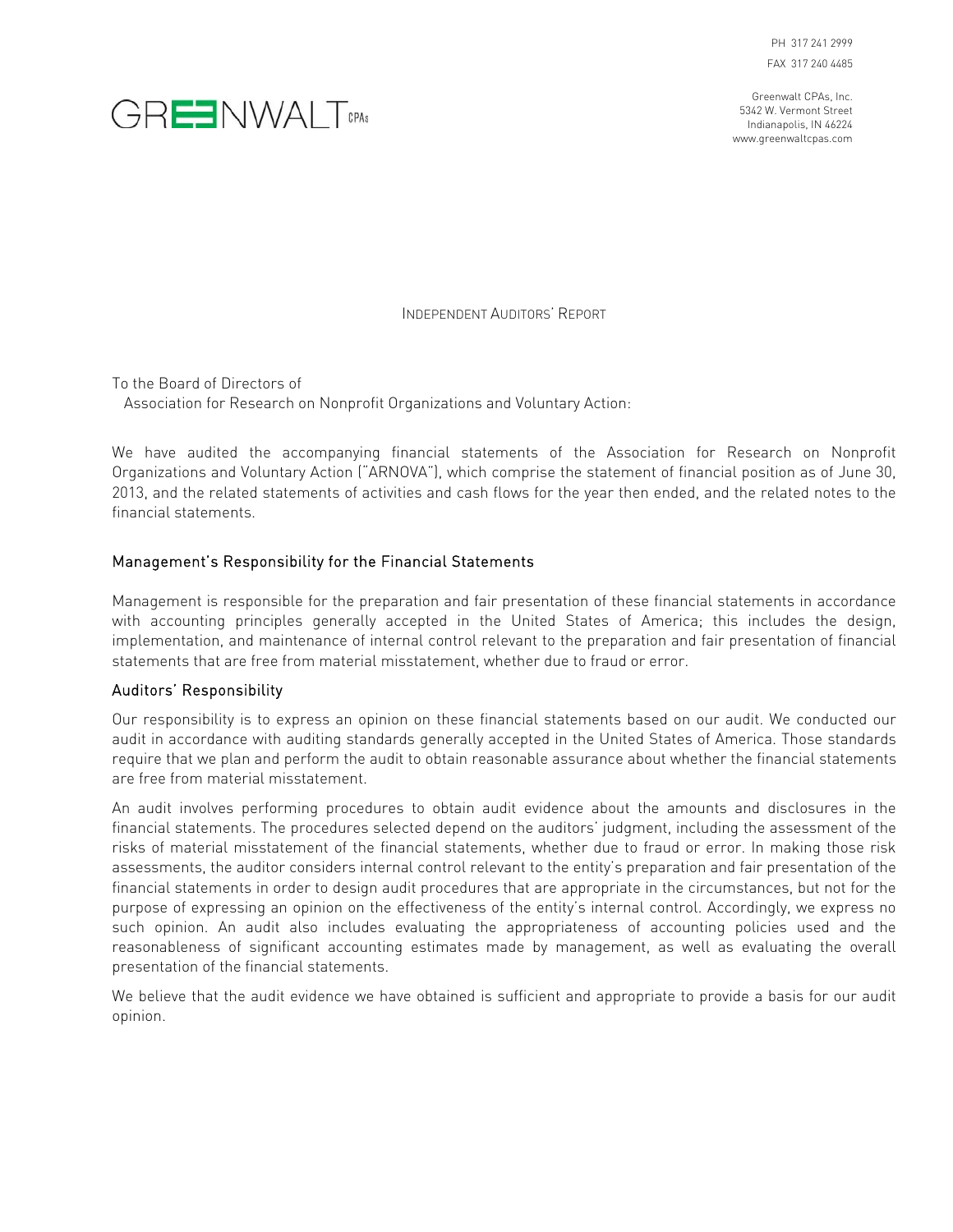GREENWALT CPAs

PH 317 241 2999
FAX 317 240 4485

Greenwalt CPAs, Inc.
5342 W. Vermont Street
Indianapolis, IN 46224
www.greenwaltcpas.com

# INDEPENDENT AUDITORS' REPORT

To the Board of Directors of
Association for Research on Nonprofit Organizations and Voluntary Action:

We have audited the accompanying financial statements of the Association for Research on Nonprofit Organizations and Voluntary Action ("ARNOVA"), which comprise the statement of financial position as of June 30, 2013, and the related statements of activities and cash flows for the year then ended, and the related notes to the financial statements.

## Management's Responsibility for the Financial Statements

Management is responsible for the preparation and fair presentation of these financial statements in accordance with accounting principles generally accepted in the United States of America; this includes the design, implementation, and maintenance of internal control relevant to the preparation and fair presentation of financial statements that are free from material misstatement, whether due to fraud or error.

## Auditors' Responsibility

Our responsibility is to express an opinion on these financial statements based on our audit. We conducted our audit in accordance with auditing standards generally accepted in the United States of America. Those standards require that we plan and perform the audit to obtain reasonable assurance about whether the financial statements are free from material misstatement.

An audit involves performing procedures to obtain audit evidence about the amounts and disclosures in the financial statements. The procedures selected depend on the auditors' judgment, including the assessment of the risks of material misstatement of the financial statements, whether due to fraud or error. In making those risk assessments, the auditor considers internal control relevant to the entity's preparation and fair presentation of the financial statements in order to design audit procedures that are appropriate in the circumstances, but not for the purpose of expressing an opinion on the effectiveness of the entity's internal control. Accordingly, we express no such opinion. An audit also includes evaluating the appropriateness of accounting policies used and the reasonableness of significant accounting estimates made by management, as well as evaluating the overall presentation of the financial statements.

We believe that the audit evidence we have obtained is sufficient and appropriate to provide a basis for our audit opinion.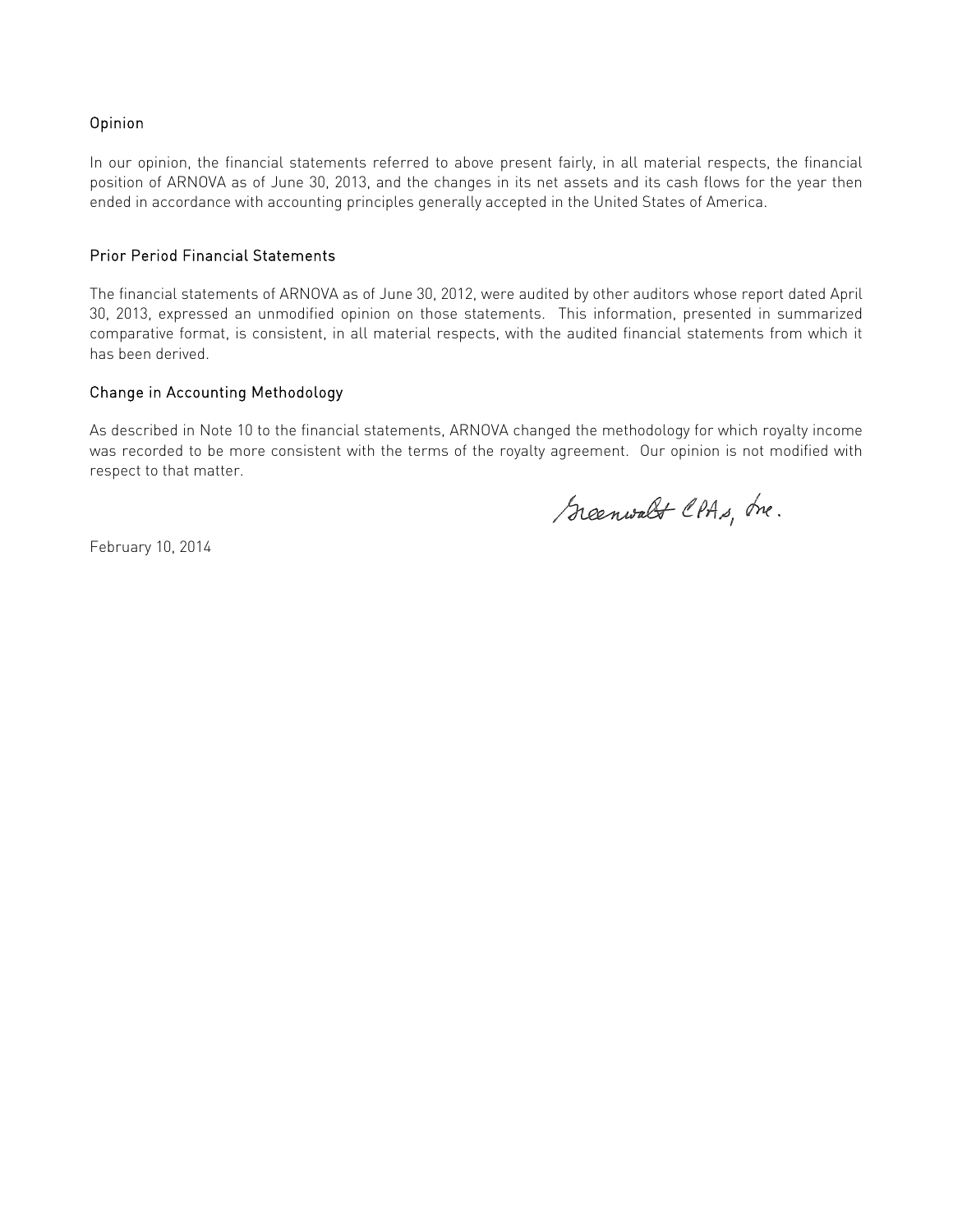## Opinion

In our opinion, the financial statements referred to above present fairly, in all material respects, the financial position of ARNOVA as of June 30, 2013, and the changes in its net assets and its cash flows for the year then ended in accordance with accounting principles generally accepted in the United States of America.

## Prior Period Financial Statements

The financial statements of ARNOVA as of June 30, 2012, were audited by other auditors whose report dated April 30, 2013, expressed an unmodified opinion on those statements. This information, presented in summarized comparative format, is consistent, in all material respects, with the audited financial statements from which it has been derived.

## Change in Accounting Methodology

As described in Note 10 to the financial statements, ARNOVA changed the methodology for which royalty income was recorded to be more consistent with the terms of the royalty agreement. Our opinion is not modified with respect to that matter.

Greenwalt CPAs, Inc.

February 10, 2014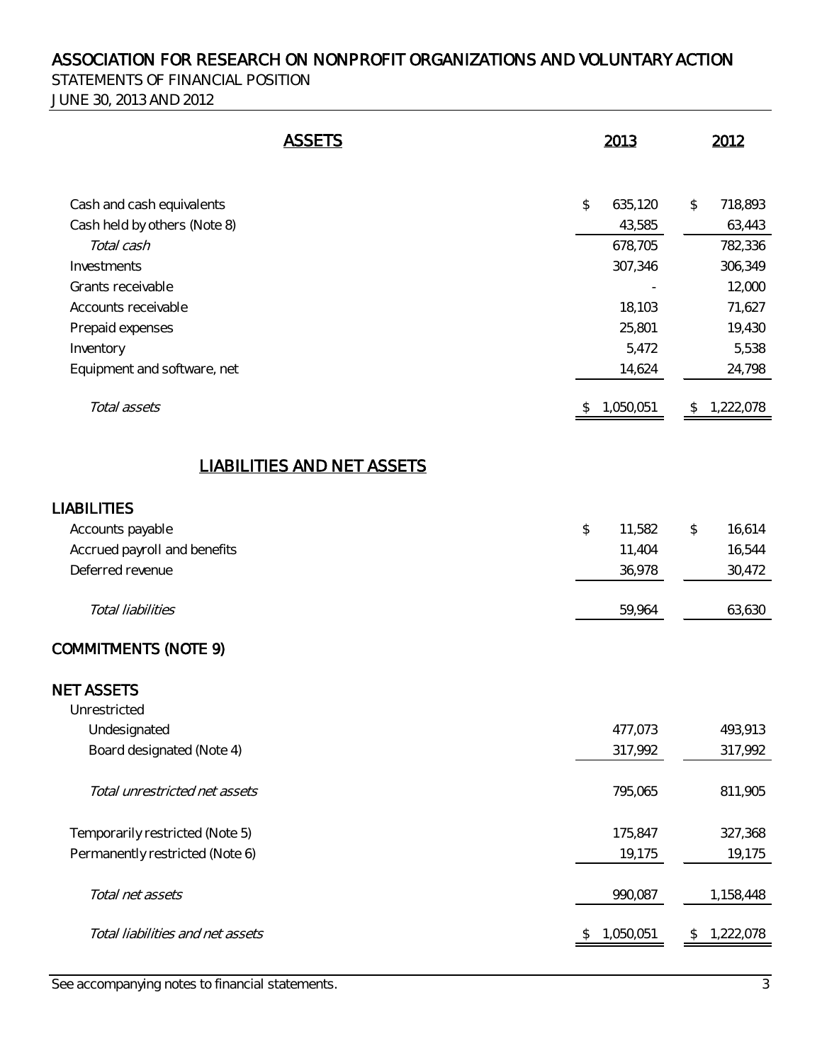# ASSOCIATION FOR RESEARCH ON NONPROFIT ORGANIZATIONS AND VOLUNTARY ACTION

STATEMENTS OF FINANCIAL POSITION

JUNE 30, 2013 AND 2012

| ASSETS | 2013 | 2012 |
|---|---|---|
| Cash and cash equivalents | $ 635,120 | $ 718,893 |
| Cash held by others (Note 8) | 43,585 | 63,443 |
| *Total cash* | 678,705 | 782,336 |
| Investments | 307,346 | 306,349 |
| Grants receivable | - | 12,000 |
| Accounts receivable | 18,103 | 71,627 |
| Prepaid expenses | 25,801 | 19,430 |
| Inventory | 5,472 | 5,538 |
| Equipment and software, net | 14,624 | 24,798 |
| *Total assets* | $ 1,050,051 | $ 1,222,078 |

| LIABILITIES AND NET ASSETS | 2013 | 2012 |
|---|---|---|
| **LIABILITIES** | | |
| Accounts payable | $ 11,582 | $ 16,614 |
| Accrued payroll and benefits | 11,404 | 16,544 |
| Deferred revenue | 36,978 | 30,472 |
| *Total liabilities* | 59,964 | 63,630 |
| **COMMITMENTS (NOTE 9)** | | |
| **NET ASSETS** | | |
| Unrestricted | | |
| Undesignated | 477,073 | 493,913 |
| Board designated (Note 4) | 317,992 | 317,992 |
| *Total unrestricted net assets* | 795,065 | 811,905 |
| Temporarily restricted (Note 5) | 175,847 | 327,368 |
| Permanently restricted (Note 6) | 19,175 | 19,175 |
| *Total net assets* | 990,087 | 1,158,448 |
| *Total liabilities and net assets* | $ 1,050,051 | $ 1,222,078 |

See accompanying notes to financial statements.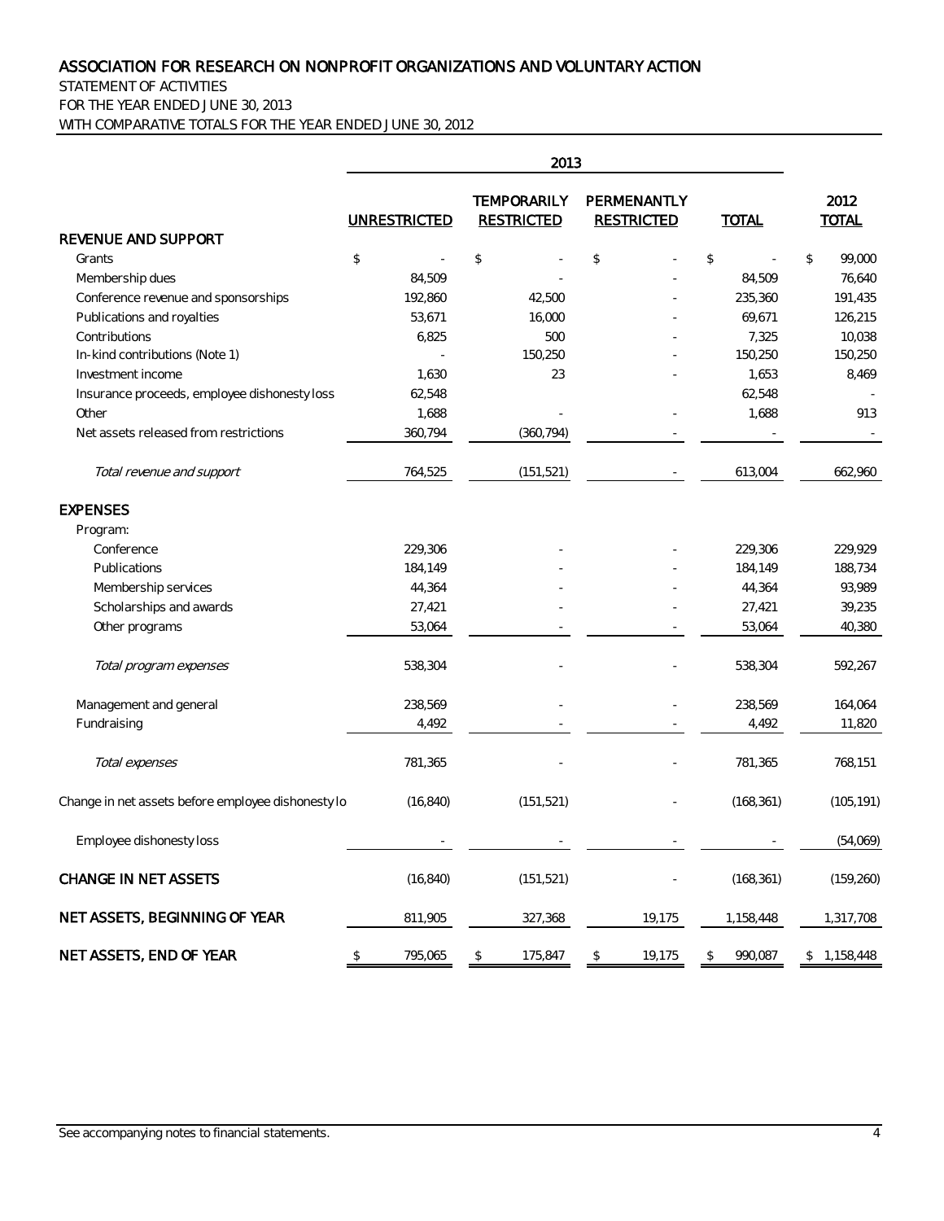# ASSOCIATION FOR RESEARCH ON NONPROFIT ORGANIZATIONS AND VOLUNTARY ACTION

STATEMENT OF ACTIVITIES
FOR THE YEAR ENDED JUNE 30, 2013
WITH COMPARATIVE TOTALS FOR THE YEAR ENDED JUNE 30, 2012

| | 2013 | | | | |
|---|---|---|---|---|---|
| | UNRESTRICTED | TEMPORARILY RESTRICTED | PERMANENTLY RESTRICTED | TOTAL | 2012 TOTAL |
| **REVENUE AND SUPPORT** | | | | | |
| Grants | $ - | $ - | $ - | $ - | $ 99,000 |
| Membership dues | 84,509 | - | - | 84,509 | 76,640 |
| Conference revenue and sponsorships | 192,860 | 42,500 | - | 235,360 | 191,435 |
| Publications and royalties | 53,671 | 16,000 | - | 69,671 | 126,215 |
| Contributions | 6,825 | 500 | - | 7,325 | 10,038 |
| In-kind contributions (Note 1) | - | 150,250 | - | 150,250 | 150,250 |
| Investment income | 1,630 | 23 | - | 1,653 | 8,469 |
| Insurance proceeds, employee dishonesty loss | 62,548 | | | 62,548 | - |
| Other | 1,688 | - | - | 1,688 | 913 |
| Net assets released from restrictions | 360,794 | (360,794) | - | - | - |
| *Total revenue and support* | 764,525 | (151,521) | - | 613,004 | 662,960 |
| **EXPENSES** | | | | | |
| Program: | | | | | |
| Conference | 229,306 | - | - | 229,306 | 229,929 |
| Publications | 184,149 | - | - | 184,149 | 188,734 |
| Membership services | 44,364 | - | - | 44,364 | 93,989 |
| Scholarships and awards | 27,421 | - | - | 27,421 | 39,235 |
| Other programs | 53,064 | - | - | 53,064 | 40,380 |
| *Total program expenses* | 538,304 | - | - | 538,304 | 592,267 |
| Management and general | 238,569 | - | - | 238,569 | 164,064 |
| Fundraising | 4,492 | - | - | 4,492 | 11,820 |
| *Total expenses* | 781,365 | - | - | 781,365 | 768,151 |
| Change in net assets before employee dishonesty lo | (16,840) | (151,521) | - | (168,361) | (105,191) |
| Employee dishonesty loss | - | - | - | - | (54,069) |
| **CHANGE IN NET ASSETS** | (16,840) | (151,521) | - | (168,361) | (159,260) |
| **NET ASSETS, BEGINNING OF YEAR** | 811,905 | 327,368 | 19,175 | 1,158,448 | 1,317,708 |
| **NET ASSETS, END OF YEAR** | $ 795,065 | $ 175,847 | $ 19,175 | $ 990,087 | $ 1,158,448 |

See accompanying notes to financial statements.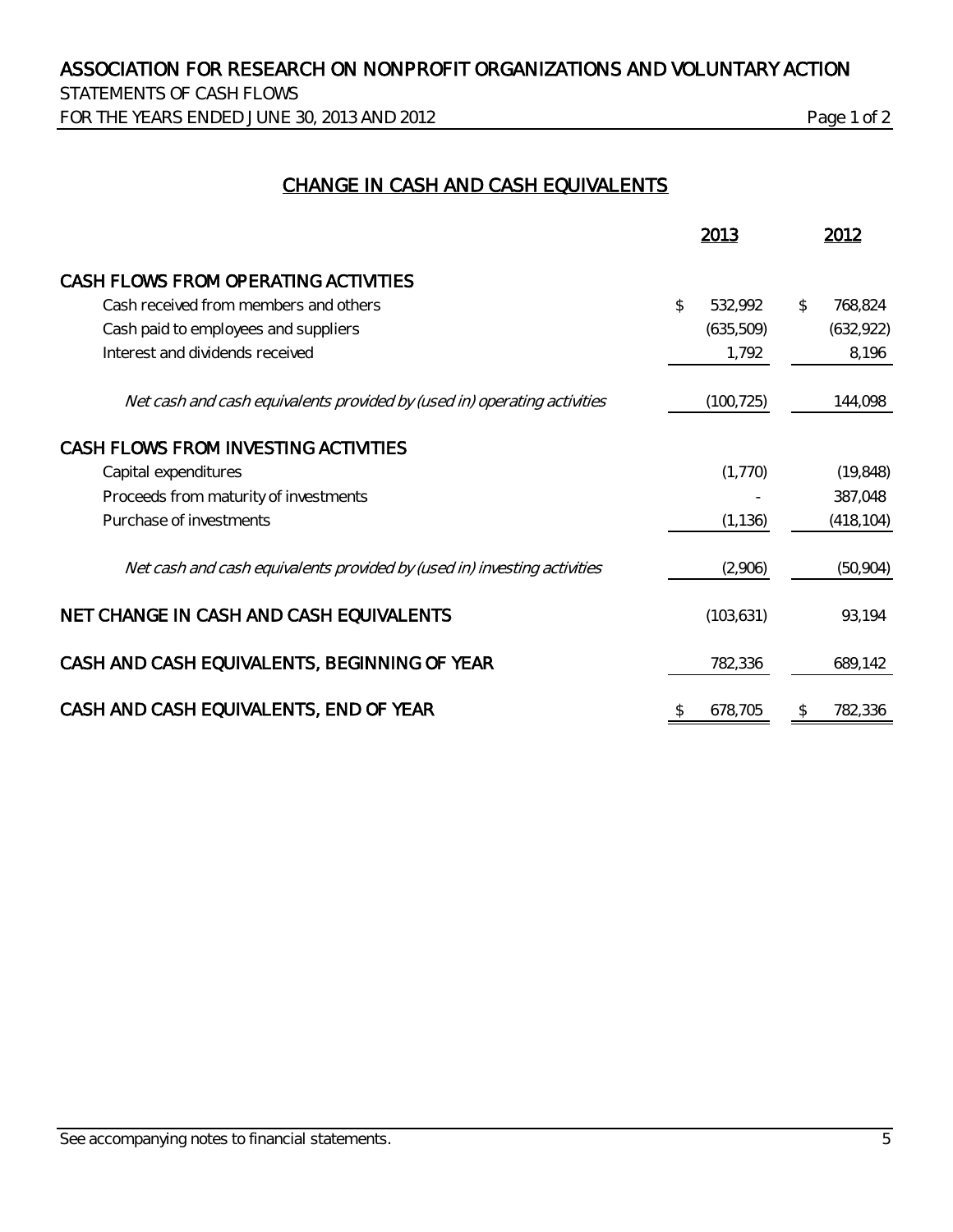# ASSOCIATION FOR RESEARCH ON NONPROFIT ORGANIZATIONS AND VOLUNTARY ACTION

STATEMENTS OF CASH FLOWS

FOR THE YEARS ENDED JUNE 30, 2013 AND 2012

## CHANGE IN CASH AND CASH EQUIVALENTS

| | 2013 | 2012 |
|---|---|---|
| **CASH FLOWS FROM OPERATING ACTIVITIES** | | |
| Cash received from members and others | $ 532,992 | $ 768,824 |
| Cash paid to employees and suppliers | (635,509) | (632,922) |
| Interest and dividends received | 1,792 | 8,196 |
| *Net cash and cash equivalents provided by (used in) operating activities* | (100,725) | 144,098 |
| **CASH FLOWS FROM INVESTING ACTIVITIES** | | |
| Capital expenditures | (1,770) | (19,848) |
| Proceeds from maturity of investments | - | 387,048 |
| Purchase of investments | (1,136) | (418,104) |
| *Net cash and cash equivalents provided by (used in) investing activities* | (2,906) | (50,904) |
| **NET CHANGE IN CASH AND CASH EQUIVALENTS** | (103,631) | 93,194 |
| **CASH AND CASH EQUIVALENTS, BEGINNING OF YEAR** | 782,336 | 689,142 |
| **CASH AND CASH EQUIVALENTS, END OF YEAR** | $ 678,705 | $ 782,336 |

See accompanying notes to financial statements.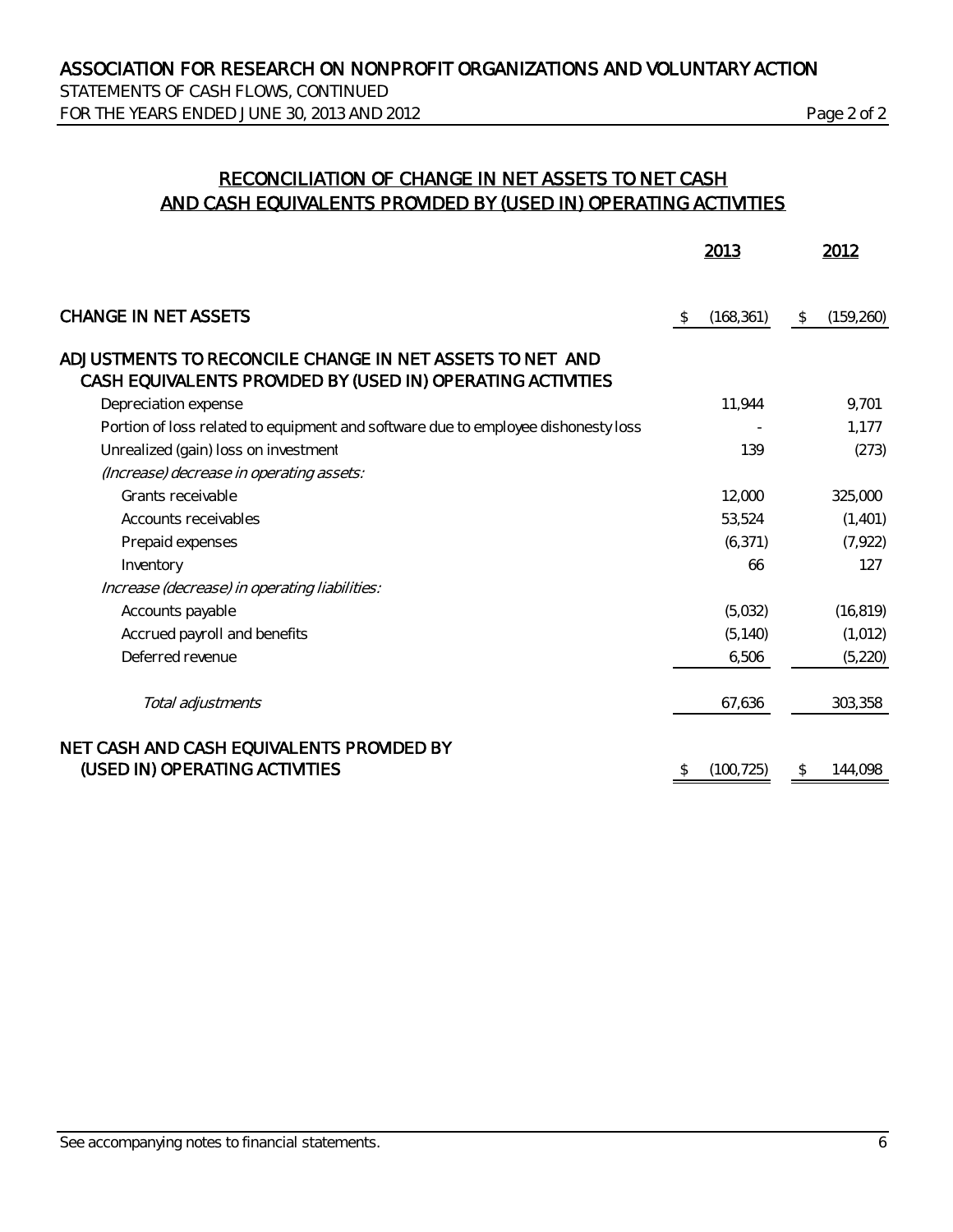# ASSOCIATION FOR RESEARCH ON NONPROFIT ORGANIZATIONS AND VOLUNTARY ACTION

STATEMENTS OF CASH FLOWS, CONTINUED

FOR THE YEARS ENDED JUNE 30, 2013 AND 2012

## RECONCILIATION OF CHANGE IN NET ASSETS TO NET CASH AND CASH EQUIVALENTS PROVIDED BY (USED IN) OPERATING ACTIVITIES

| | 2013 | 2012 |
|---|---|---|
| CHANGE IN NET ASSETS | $ (168,361) | $ (159,260) |
| ADJUSTMENTS TO RECONCILE CHANGE IN NET ASSETS TO NET AND CASH EQUIVALENTS PROVIDED BY (USED IN) OPERATING ACTIVITIES | | |
| Depreciation expense | 11,944 | 9,701 |
| Portion of loss related to equipment and software due to employee dishonesty loss | - | 1,177 |
| Unrealized (gain) loss on investment | 139 | (273) |
| *(Increase) decrease in operating assets:* | | |
| Grants receivable | 12,000 | 325,000 |
| Accounts receivables | 53,524 | (1,401) |
| Prepaid expenses | (6,371) | (7,922) |
| Inventory | 66 | 127 |
| *Increase (decrease) in operating liabilities:* | | |
| Accounts payable | (5,032) | (16,819) |
| Accrued payroll and benefits | (5,140) | (1,012) |
| Deferred revenue | 6,506 | (5,220) |
| *Total adjustments* | 67,636 | 303,358 |
| NET CASH AND CASH EQUIVALENTS PROVIDED BY (USED IN) OPERATING ACTIVITIES | $ (100,725) | $ 144,098 |

See accompanying notes to financial statements.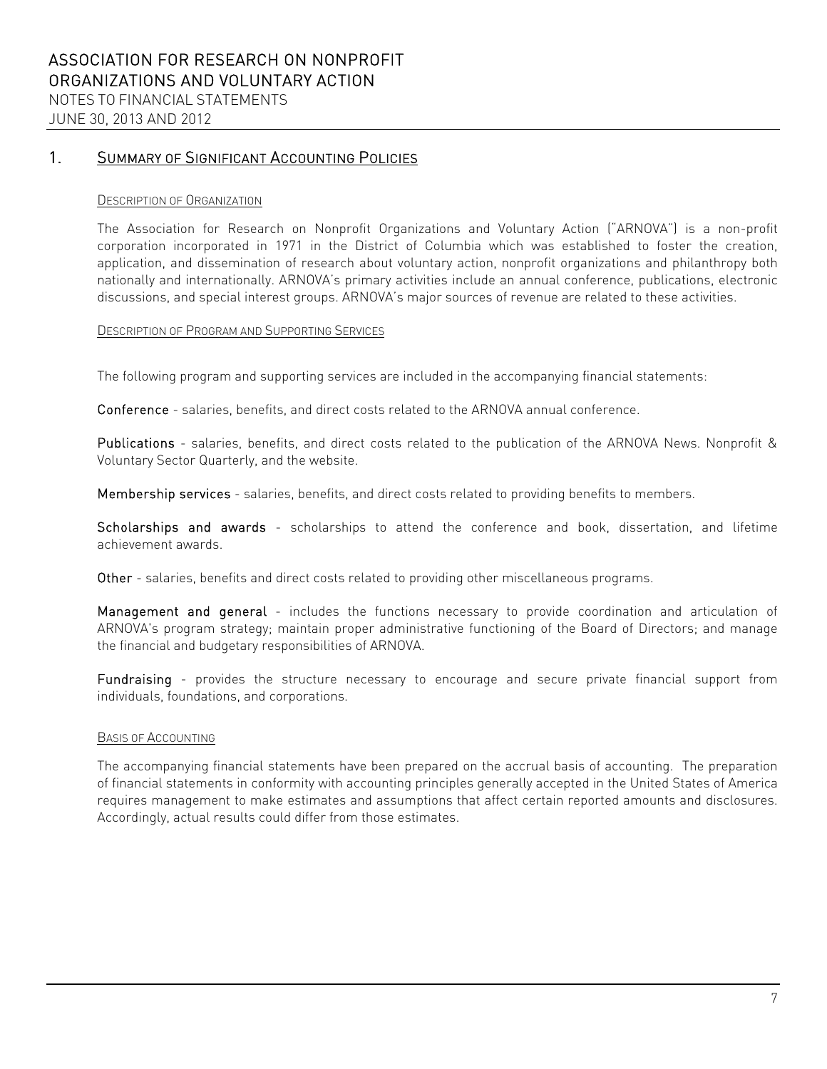# ASSOCIATION FOR RESEARCH ON NONPROFIT ORGANIZATIONS AND VOLUNTARY ACTION

NOTES TO FINANCIAL STATEMENTS

JUNE 30, 2013 AND 2012

## 1. Summary of Significant Accounting Policies

### Description of Organization

The Association for Research on Nonprofit Organizations and Voluntary Action ("ARNOVA") is a non-profit corporation incorporated in 1971 in the District of Columbia which was established to foster the creation, application, and dissemination of research about voluntary action, nonprofit organizations and philanthropy both nationally and internationally. ARNOVA's primary activities include an annual conference, publications, electronic discussions, and special interest groups. ARNOVA's major sources of revenue are related to these activities.

### Description of Program and Supporting Services

The following program and supporting services are included in the accompanying financial statements:

**Conference** - salaries, benefits, and direct costs related to the ARNOVA annual conference.

**Publications** - salaries, benefits, and direct costs related to the publication of the ARNOVA News. Nonprofit & Voluntary Sector Quarterly, and the website.

**Membership services** - salaries, benefits, and direct costs related to providing benefits to members.

**Scholarships and awards** - scholarships to attend the conference and book, dissertation, and lifetime achievement awards.

**Other** - salaries, benefits and direct costs related to providing other miscellaneous programs.

**Management and general** - includes the functions necessary to provide coordination and articulation of ARNOVA's program strategy; maintain proper administrative functioning of the Board of Directors; and manage the financial and budgetary responsibilities of ARNOVA.

**Fundraising** - provides the structure necessary to encourage and secure private financial support from individuals, foundations, and corporations.

### Basis of Accounting

The accompanying financial statements have been prepared on the accrual basis of accounting. The preparation of financial statements in conformity with accounting principles generally accepted in the United States of America requires management to make estimates and assumptions that affect certain reported amounts and disclosures. Accordingly, actual results could differ from those estimates.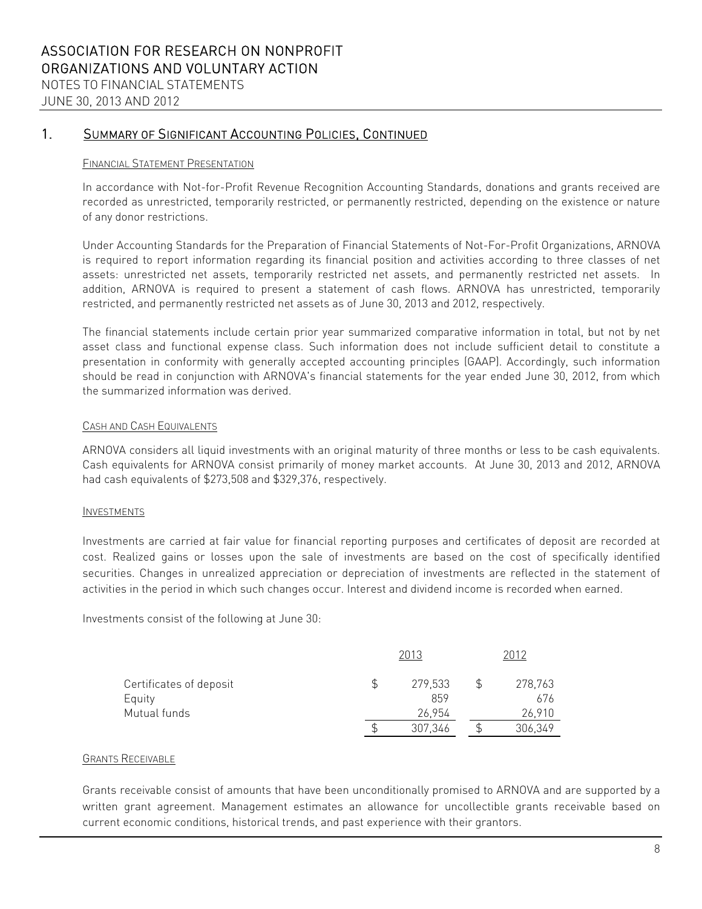## 1. Summary of Significant Accounting Policies, Continued

### Financial Statement Presentation

In accordance with Not-for-Profit Revenue Recognition Accounting Standards, donations and grants received are recorded as unrestricted, temporarily restricted, or permanently restricted, depending on the existence or nature of any donor restrictions.

Under Accounting Standards for the Preparation of Financial Statements of Not-For-Profit Organizations, ARNOVA is required to report information regarding its financial position and activities according to three classes of net assets: unrestricted net assets, temporarily restricted net assets, and permanently restricted net assets. In addition, ARNOVA is required to present a statement of cash flows. ARNOVA has unrestricted, temporarily restricted, and permanently restricted net assets as of June 30, 2013 and 2012, respectively.

The financial statements include certain prior year summarized comparative information in total, but not by net asset class and functional expense class. Such information does not include sufficient detail to constitute a presentation in conformity with generally accepted accounting principles (GAAP). Accordingly, such information should be read in conjunction with ARNOVA's financial statements for the year ended June 30, 2012, from which the summarized information was derived.

### Cash and Cash Equivalents

ARNOVA considers all liquid investments with an original maturity of three months or less to be cash equivalents. Cash equivalents for ARNOVA consist primarily of money market accounts. At June 30, 2013 and 2012, ARNOVA had cash equivalents of $273,508 and $329,376, respectively.

### Investments

Investments are carried at fair value for financial reporting purposes and certificates of deposit are recorded at cost. Realized gains or losses upon the sale of investments are based on the cost of specifically identified securities. Changes in unrealized appreciation or depreciation of investments are reflected in the statement of activities in the period in which such changes occur. Interest and dividend income is recorded when earned.

Investments consist of the following at June 30:

| | 2013 | 2012 |
|---|---|---|
| Certificates of deposit | $ 279,533 | $ 278,763 |
| Equity | 859 | 676 |
| Mutual funds | 26,954 | 26,910 |
| | $ 307,346 | $ 306,349 |

### Grants Receivable

Grants receivable consist of amounts that have been unconditionally promised to ARNOVA and are supported by a written grant agreement. Management estimates an allowance for uncollectible grants receivable based on current economic conditions, historical trends, and past experience with their grantors.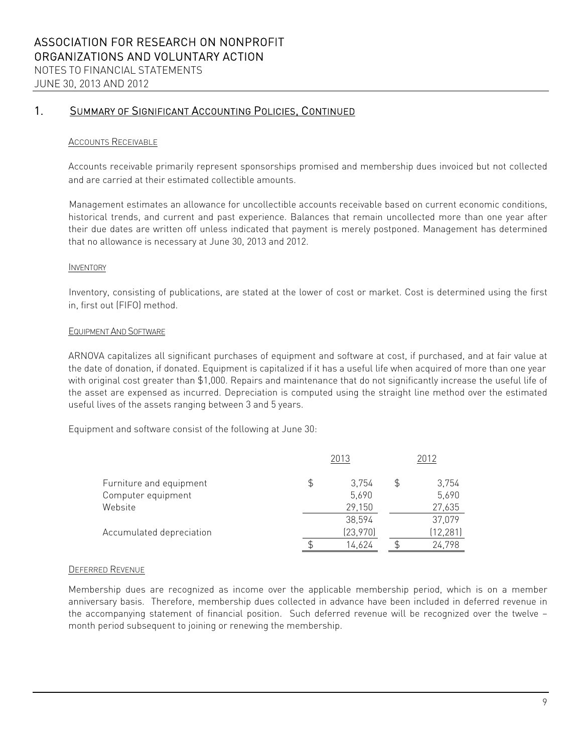## 1. Summary of Significant Accounting Policies, Continued

### Accounts Receivable

Accounts receivable primarily represent sponsorships promised and membership dues invoiced but not collected and are carried at their estimated collectible amounts.

Management estimates an allowance for uncollectible accounts receivable based on current economic conditions, historical trends, and current and past experience. Balances that remain uncollected more than one year after their due dates are written off unless indicated that payment is merely postponed. Management has determined that no allowance is necessary at June 30, 2013 and 2012.

### Inventory

Inventory, consisting of publications, are stated at the lower of cost or market. Cost is determined using the first in, first out (FIFO) method.

### Equipment And Software

ARNOVA capitalizes all significant purchases of equipment and software at cost, if purchased, and at fair value at the date of donation, if donated. Equipment is capitalized if it has a useful life when acquired of more than one year with original cost greater than $1,000. Repairs and maintenance that do not significantly increase the useful life of the asset are expensed as incurred. Depreciation is computed using the straight line method over the estimated useful lives of the assets ranging between 3 and 5 years.

Equipment and software consist of the following at June 30:

| | 2013 | 2012 |
|---|---|---|
| Furniture and equipment | $ 3,754 | $ 3,754 |
| Computer equipment | 5,690 | 5,690 |
| Website | 29,150 | 27,635 |
| | 38,594 | 37,079 |
| Accumulated depreciation | (23,970) | (12,281) |
| | $ 14,624 | $ 24,798 |

### Deferred Revenue

Membership dues are recognized as income over the applicable membership period, which is on a member anniversary basis. Therefore, membership dues collected in advance have been included in deferred revenue in the accompanying statement of financial position. Such deferred revenue will be recognized over the twelve – month period subsequent to joining or renewing the membership.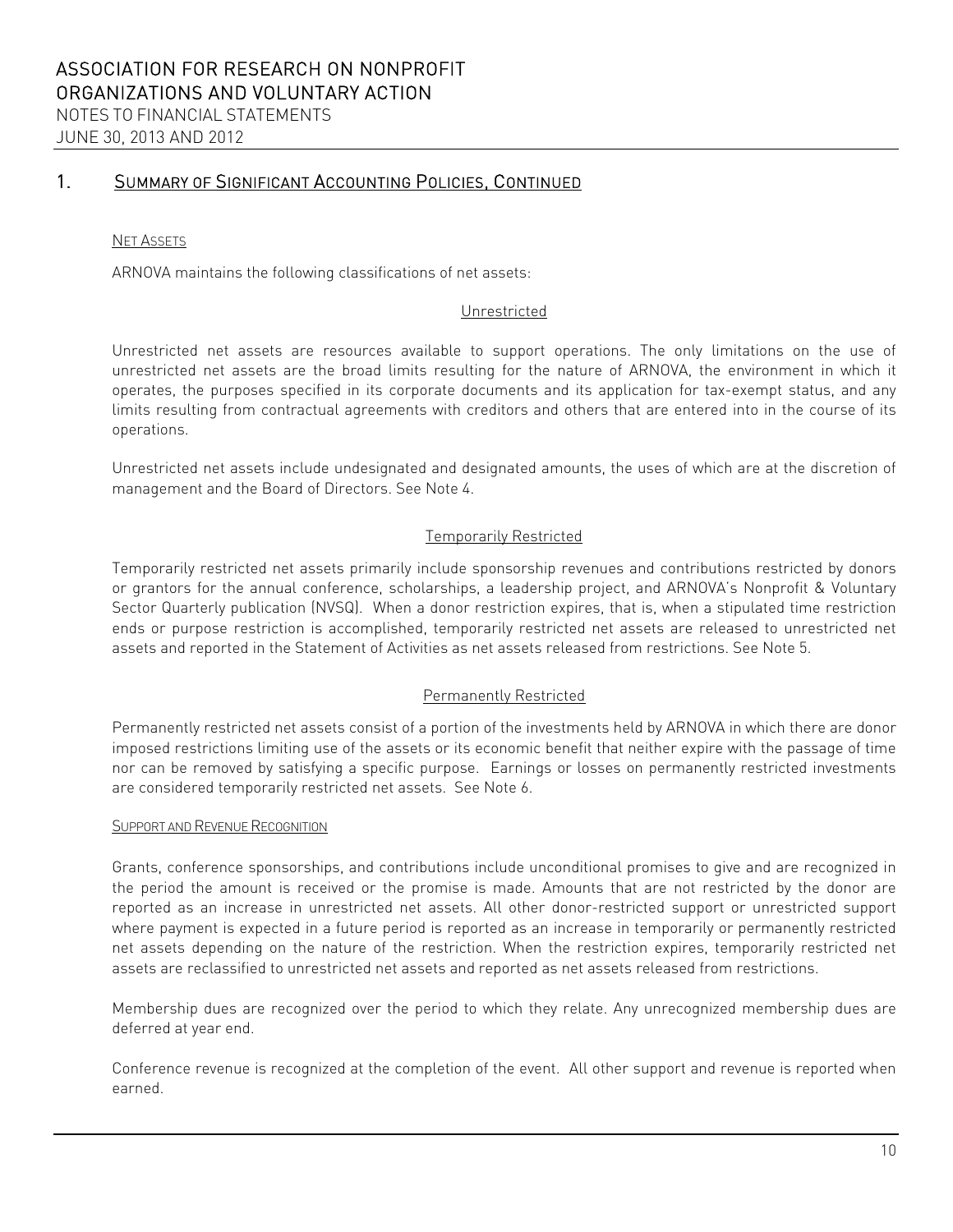## 1. Summary of Significant Accounting Policies, Continued

### Net Assets

ARNOVA maintains the following classifications of net assets:

#### Unrestricted

Unrestricted net assets are resources available to support operations. The only limitations on the use of unrestricted net assets are the broad limits resulting for the nature of ARNOVA, the environment in which it operates, the purposes specified in its corporate documents and its application for tax-exempt status, and any limits resulting from contractual agreements with creditors and others that are entered into in the course of its operations.

Unrestricted net assets include undesignated and designated amounts, the uses of which are at the discretion of management and the Board of Directors. See Note 4.

#### Temporarily Restricted

Temporarily restricted net assets primarily include sponsorship revenues and contributions restricted by donors or grantors for the annual conference, scholarships, a leadership project, and ARNOVA's Nonprofit & Voluntary Sector Quarterly publication (NVSQ). When a donor restriction expires, that is, when a stipulated time restriction ends or purpose restriction is accomplished, temporarily restricted net assets are released to unrestricted net assets and reported in the Statement of Activities as net assets released from restrictions. See Note 5.

#### Permanently Restricted

Permanently restricted net assets consist of a portion of the investments held by ARNOVA in which there are donor imposed restrictions limiting use of the assets or its economic benefit that neither expire with the passage of time nor can be removed by satisfying a specific purpose. Earnings or losses on permanently restricted investments are considered temporarily restricted net assets. See Note 6.

### Support and Revenue Recognition

Grants, conference sponsorships, and contributions include unconditional promises to give and are recognized in the period the amount is received or the promise is made. Amounts that are not restricted by the donor are reported as an increase in unrestricted net assets. All other donor-restricted support or unrestricted support where payment is expected in a future period is reported as an increase in temporarily or permanently restricted net assets depending on the nature of the restriction. When the restriction expires, temporarily restricted net assets are reclassified to unrestricted net assets and reported as net assets released from restrictions.

Membership dues are recognized over the period to which they relate. Any unrecognized membership dues are deferred at year end.

Conference revenue is recognized at the completion of the event. All other support and revenue is reported when earned.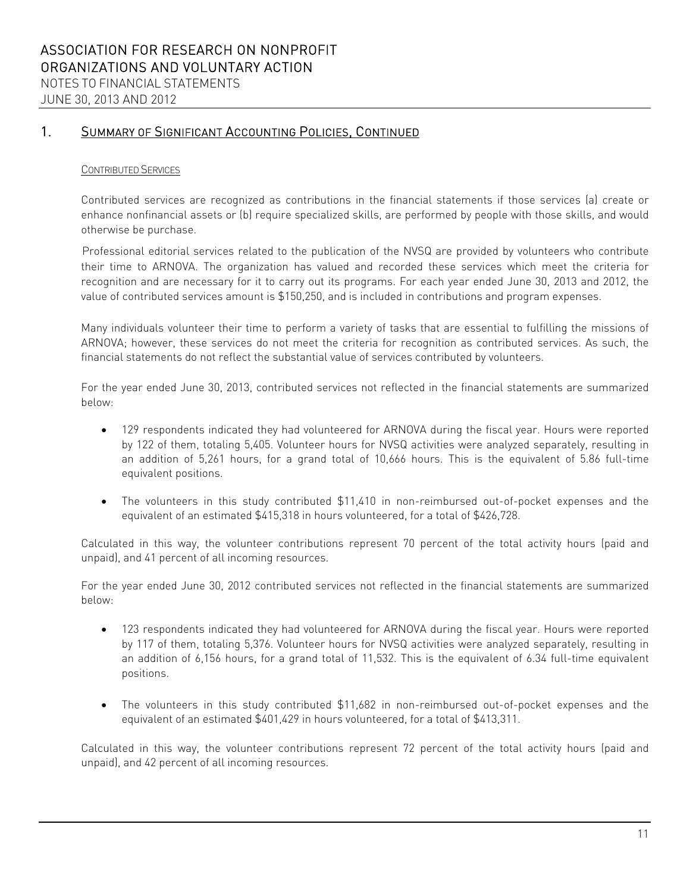## 1. Summary of Significant Accounting Policies, Continued

### Contributed Services

Contributed services are recognized as contributions in the financial statements if those services (a) create or enhance nonfinancial assets or (b) require specialized skills, are performed by people with those skills, and would otherwise be purchase.

Professional editorial services related to the publication of the NVSQ are provided by volunteers who contribute their time to ARNOVA. The organization has valued and recorded these services which meet the criteria for recognition and are necessary for it to carry out its programs. For each year ended June 30, 2013 and 2012, the value of contributed services amount is $150,250, and is included in contributions and program expenses.

Many individuals volunteer their time to perform a variety of tasks that are essential to fulfilling the missions of ARNOVA; however, these services do not meet the criteria for recognition as contributed services. As such, the financial statements do not reflect the substantial value of services contributed by volunteers.

For the year ended June 30, 2013, contributed services not reflected in the financial statements are summarized below:

- 129 respondents indicated they had volunteered for ARNOVA during the fiscal year. Hours were reported by 122 of them, totaling 5,405. Volunteer hours for NVSQ activities were analyzed separately, resulting in an addition of 5,261 hours, for a grand total of 10,666 hours. This is the equivalent of 5.86 full-time equivalent positions.
- The volunteers in this study contributed $11,410 in non-reimbursed out-of-pocket expenses and the equivalent of an estimated $415,318 in hours volunteered, for a total of $426,728.

Calculated in this way, the volunteer contributions represent 70 percent of the total activity hours (paid and unpaid), and 41 percent of all incoming resources.

For the year ended June 30, 2012 contributed services not reflected in the financial statements are summarized below:

- 123 respondents indicated they had volunteered for ARNOVA during the fiscal year. Hours were reported by 117 of them, totaling 5,376. Volunteer hours for NVSQ activities were analyzed separately, resulting in an addition of 6,156 hours, for a grand total of 11,532. This is the equivalent of 6.34 full-time equivalent positions.
- The volunteers in this study contributed $11,682 in non-reimbursed out-of-pocket expenses and the equivalent of an estimated $401,429 in hours volunteered, for a total of $413,311.

Calculated in this way, the volunteer contributions represent 72 percent of the total activity hours (paid and unpaid), and 42 percent of all incoming resources.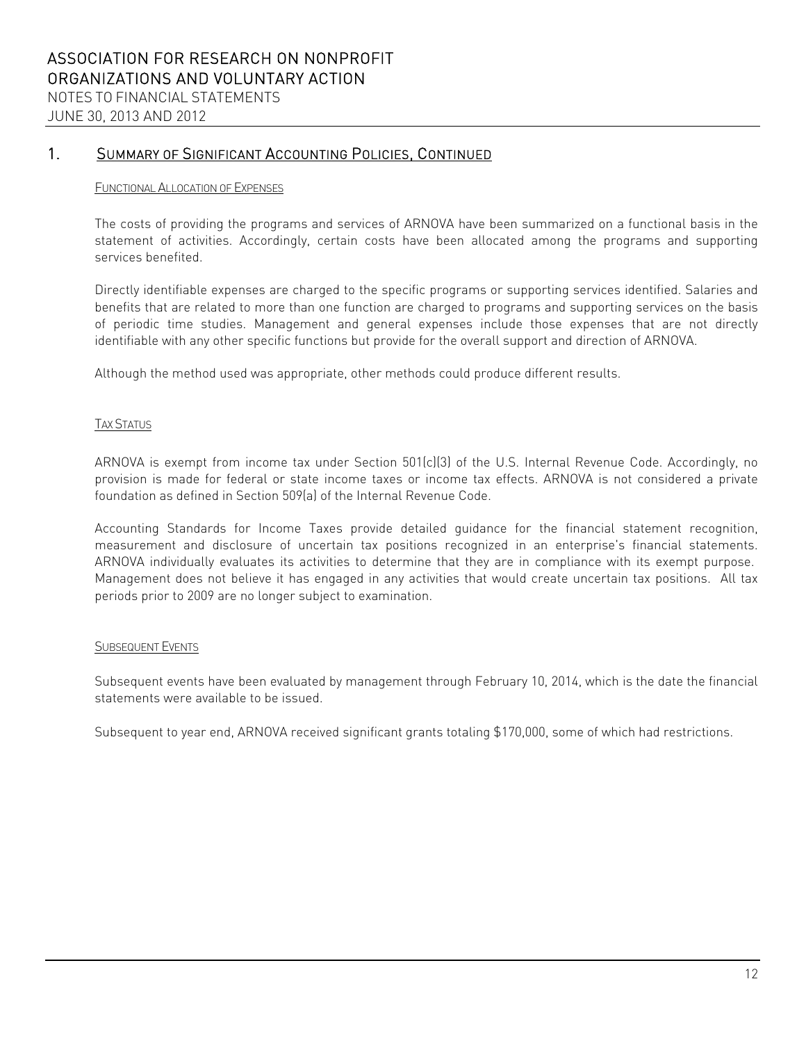# ASSOCIATION FOR RESEARCH ON NONPROFIT ORGANIZATIONS AND VOLUNTARY ACTION

NOTES TO FINANCIAL STATEMENTS

JUNE 30, 2013 AND 2012

## 1. Summary of Significant Accounting Policies, Continued

### Functional Allocation of Expenses

The costs of providing the programs and services of ARNOVA have been summarized on a functional basis in the statement of activities. Accordingly, certain costs have been allocated among the programs and supporting services benefited.

Directly identifiable expenses are charged to the specific programs or supporting services identified. Salaries and benefits that are related to more than one function are charged to programs and supporting services on the basis of periodic time studies. Management and general expenses include those expenses that are not directly identifiable with any other specific functions but provide for the overall support and direction of ARNOVA.

Although the method used was appropriate, other methods could produce different results.

### Tax Status

ARNOVA is exempt from income tax under Section 501(c)(3) of the U.S. Internal Revenue Code. Accordingly, no provision is made for federal or state income taxes or income tax effects. ARNOVA is not considered a private foundation as defined in Section 509(a) of the Internal Revenue Code.

Accounting Standards for Income Taxes provide detailed guidance for the financial statement recognition, measurement and disclosure of uncertain tax positions recognized in an enterprise's financial statements. ARNOVA individually evaluates its activities to determine that they are in compliance with its exempt purpose. Management does not believe it has engaged in any activities that would create uncertain tax positions. All tax periods prior to 2009 are no longer subject to examination.

### Subsequent Events

Subsequent events have been evaluated by management through February 10, 2014, which is the date the financial statements were available to be issued.

Subsequent to year end, ARNOVA received significant grants totaling $170,000, some of which had restrictions.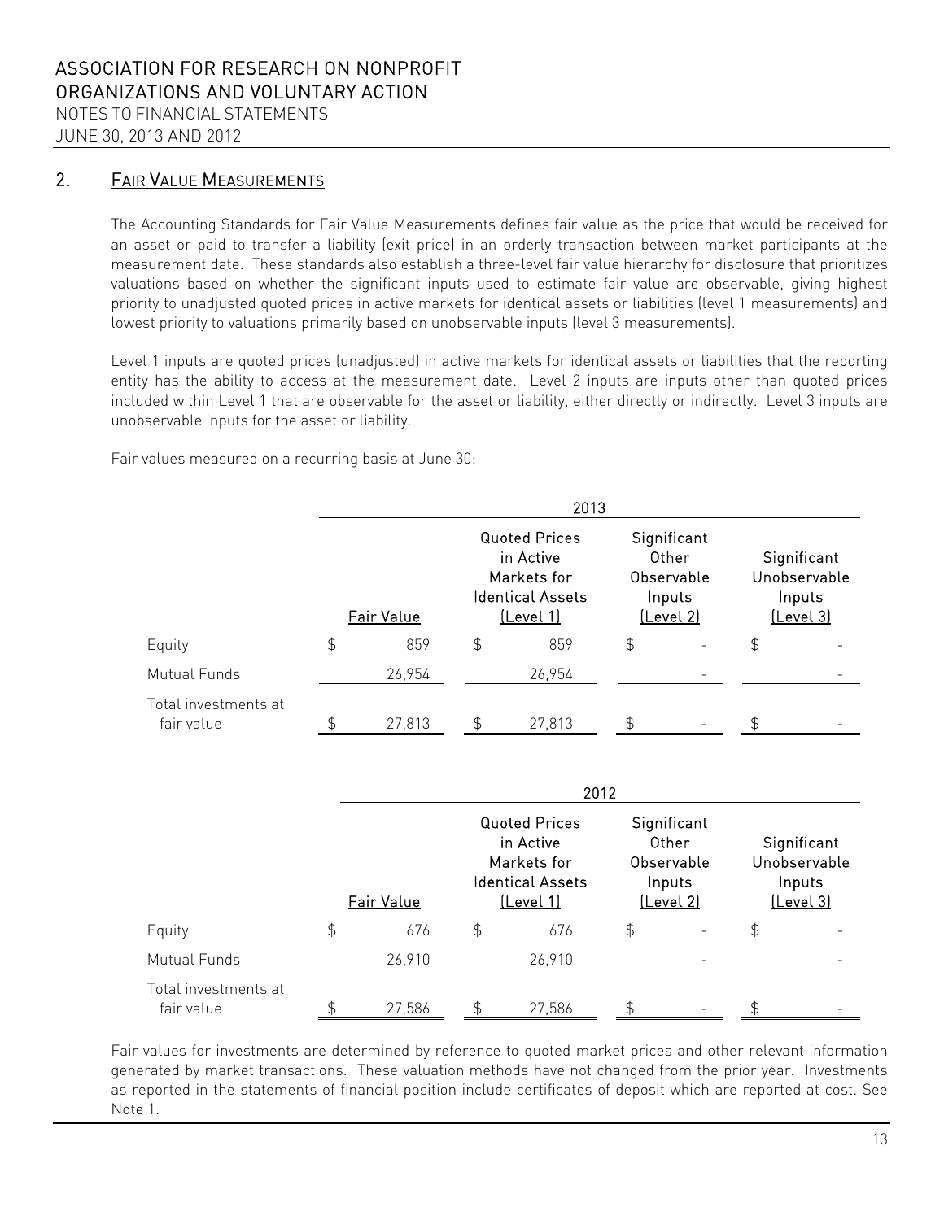## 2. FAIR VALUE MEASUREMENTS

The Accounting Standards for Fair Value Measurements defines fair value as the price that would be received for an asset or paid to transfer a liability (exit price) in an orderly transaction between market participants at the measurement date. These standards also establish a three-level fair value hierarchy for disclosure that prioritizes valuations based on whether the significant inputs used to estimate fair value are observable, giving highest priority to unadjusted quoted prices in active markets for identical assets or liabilities (level 1 measurements) and lowest priority to valuations primarily based on unobservable inputs (level 3 measurements).

Level 1 inputs are quoted prices (unadjusted) in active markets for identical assets or liabilities that the reporting entity has the ability to access at the measurement date. Level 2 inputs are inputs other than quoted prices included within Level 1 that are observable for the asset or liability, either directly or indirectly. Level 3 inputs are unobservable inputs for the asset or liability.

Fair values measured on a recurring basis at June 30:

| | 2013 | | | |
|---|---|---|---|---|
| | Fair Value | Quoted Prices in Active Markets for Identical Assets (Level 1) | Significant Other Observable Inputs (Level 2) | Significant Unobservable Inputs (Level 3) |
| Equity | $ 859 | $ 859 | $ - | $ - |
| Mutual Funds | 26,954 | 26,954 | - | - |
| Total investments at fair value | $ 27,813 | $ 27,813 | $ - | $ - |

| | 2012 | | | |
|---|---|---|---|---|
| | Fair Value | Quoted Prices in Active Markets for Identical Assets (Level 1) | Significant Other Observable Inputs (Level 2) | Significant Unobservable Inputs (Level 3) |
| Equity | $ 676 | $ 676 | $ - | $ - |
| Mutual Funds | 26,910 | 26,910 | - | - |
| Total investments at fair value | $ 27,586 | $ 27,586 | $ - | $ - |

Fair values for investments are determined by reference to quoted market prices and other relevant information generated by market transactions. These valuation methods have not changed from the prior year. Investments as reported in the statements of financial position include certificates of deposit which are reported at cost. See Note 1.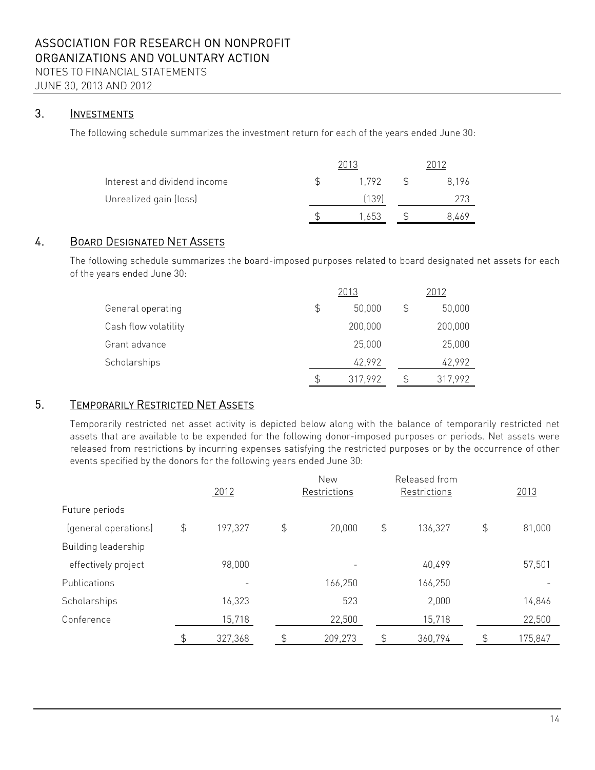# ASSOCIATION FOR RESEARCH ON NONPROFIT ORGANIZATIONS AND VOLUNTARY ACTION

NOTES TO FINANCIAL STATEMENTS

JUNE 30, 2013 AND 2012

## 3. INVESTMENTS

The following schedule summarizes the investment return for each of the years ended June 30:

| | 2013 | 2012 |
|---|---|---|
| Interest and dividend income | $ 1,792 | $ 8,196 |
| Unrealized gain (loss) | (139) | 273 |
| | $ 1,653 | $ 8,469 |

## 4. BOARD DESIGNATED NET ASSETS

The following schedule summarizes the board-imposed purposes related to board designated net assets for each of the years ended June 30:

| | 2013 | 2012 |
|---|---|---|
| General operating | $ 50,000 | $ 50,000 |
| Cash flow volatility | 200,000 | 200,000 |
| Grant advance | 25,000 | 25,000 |
| Scholarships | 42,992 | 42,992 |
| | $ 317,992 | $ 317,992 |

## 5. TEMPORARILY RESTRICTED NET ASSETS

Temporarily restricted net asset activity is depicted below along with the balance of temporarily restricted net assets that are available to be expended for the following donor-imposed purposes or periods. Net assets were released from restrictions by incurring expenses satisfying the restricted purposes or by the occurrence of other events specified by the donors for the following years ended June 30:

| | 2012 | New Restrictions | Released from Restrictions | 2013 |
|---|---|---|---|---|
| Future periods (general operations) | $ 197,327 | $ 20,000 | $ 136,327 | $ 81,000 |
| Building leadership effectively project | 98,000 | - | 40,499 | 57,501 |
| Publications | - | 166,250 | 166,250 | - |
| Scholarships | 16,323 | 523 | 2,000 | 14,846 |
| Conference | 15,718 | 22,500 | 15,718 | 22,500 |
| | $ 327,368 | $ 209,273 | $ 360,794 | $ 175,847 |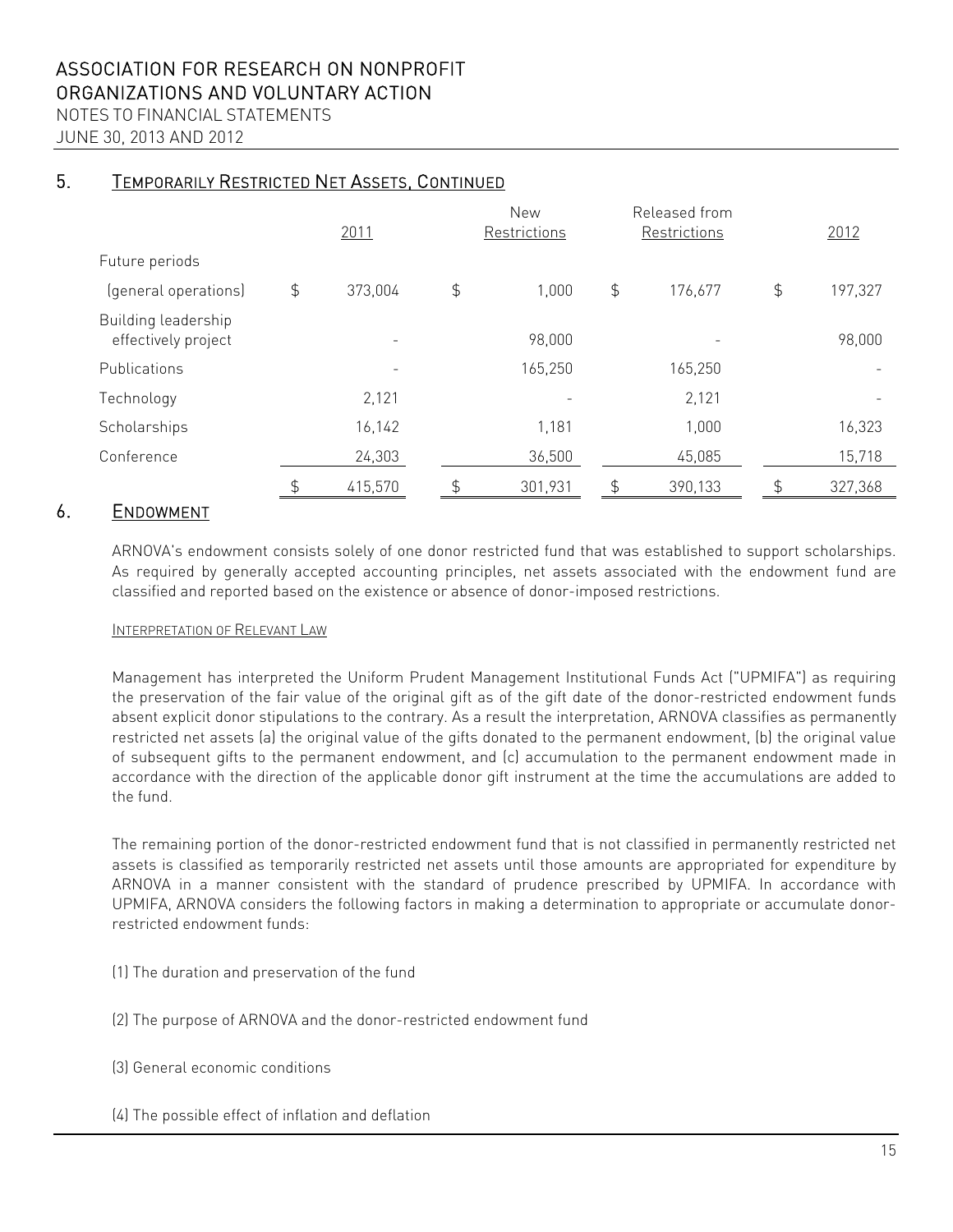## 5. Temporarily Restricted Net Assets, Continued

| | 2011 | New Restrictions | Released from Restrictions | 2012 |
|---|---|---|---|---|
| Future periods | | | | |
| (general operations) | $ 373,004 | $ 1,000 | $ 176,677 | $ 197,327 |
| Building leadership effectively project | - | 98,000 | - | 98,000 |
| Publications | - | 165,250 | 165,250 | - |
| Technology | 2,121 | - | 2,121 | - |
| Scholarships | 16,142 | 1,181 | 1,000 | 16,323 |
| Conference | 24,303 | 36,500 | 45,085 | 15,718 |
| | $ 415,570 | $ 301,931 | $ 390,133 | $ 327,368 |

## 6. Endowment

ARNOVA's endowment consists solely of one donor restricted fund that was established to support scholarships. As required by generally accepted accounting principles, net assets associated with the endowment fund are classified and reported based on the existence or absence of donor-imposed restrictions.

### Interpretation of Relevant Law

Management has interpreted the Uniform Prudent Management Institutional Funds Act ("UPMIFA") as requiring the preservation of the fair value of the original gift as of the gift date of the donor-restricted endowment funds absent explicit donor stipulations to the contrary. As a result the interpretation, ARNOVA classifies as permanently restricted net assets (a) the original value of the gifts donated to the permanent endowment, (b) the original value of subsequent gifts to the permanent endowment, and (c) accumulation to the permanent endowment made in accordance with the direction of the applicable donor gift instrument at the time the accumulations are added to the fund.

The remaining portion of the donor-restricted endowment fund that is not classified in permanently restricted net assets is classified as temporarily restricted net assets until those amounts are appropriated for expenditure by ARNOVA in a manner consistent with the standard of prudence prescribed by UPMIFA. In accordance with UPMIFA, ARNOVA considers the following factors in making a determination to appropriate or accumulate donor-restricted endowment funds:

(1) The duration and preservation of the fund

(2) The purpose of ARNOVA and the donor-restricted endowment fund

(3) General economic conditions

(4) The possible effect of inflation and deflation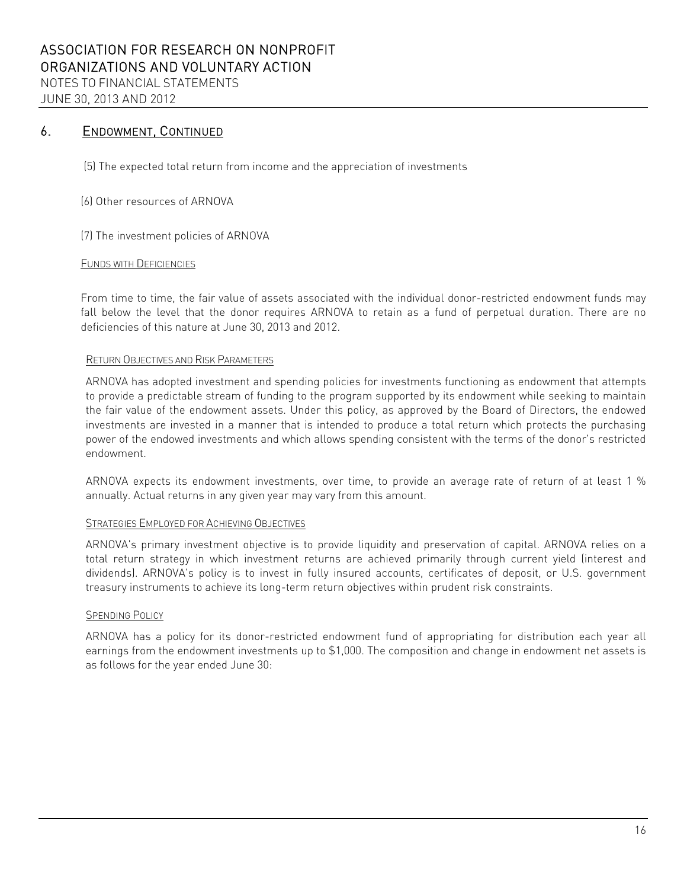## 6. Endowment, Continued

(5) The expected total return from income and the appreciation of investments

(6) Other resources of ARNOVA

(7) The investment policies of ARNOVA

### Funds with Deficiencies

From time to time, the fair value of assets associated with the individual donor-restricted endowment funds may fall below the level that the donor requires ARNOVA to retain as a fund of perpetual duration. There are no deficiencies of this nature at June 30, 2013 and 2012.

### Return Objectives and Risk Parameters

ARNOVA has adopted investment and spending policies for investments functioning as endowment that attempts to provide a predictable stream of funding to the program supported by its endowment while seeking to maintain the fair value of the endowment assets. Under this policy, as approved by the Board of Directors, the endowed investments are invested in a manner that is intended to produce a total return which protects the purchasing power of the endowed investments and which allows spending consistent with the terms of the donor's restricted endowment.

ARNOVA expects its endowment investments, over time, to provide an average rate of return of at least 1 % annually. Actual returns in any given year may vary from this amount.

### Strategies Employed for Achieving Objectives

ARNOVA's primary investment objective is to provide liquidity and preservation of capital. ARNOVA relies on a total return strategy in which investment returns are achieved primarily through current yield (interest and dividends). ARNOVA's policy is to invest in fully insured accounts, certificates of deposit, or U.S. government treasury instruments to achieve its long-term return objectives within prudent risk constraints.

### Spending Policy

ARNOVA has a policy for its donor-restricted endowment fund of appropriating for distribution each year all earnings from the endowment investments up to $1,000. The composition and change in endowment net assets is as follows for the year ended June 30: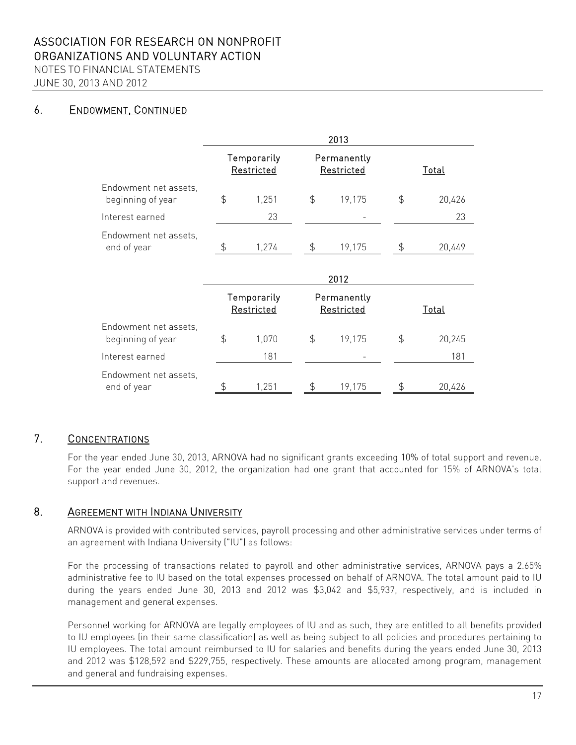## 6. ENDOWMENT, CONTINUED

| | 2013 | | |
|---|---|---|---|
| | Temporarily Restricted | Permanently Restricted | Total |
| Endowment net assets, beginning of year | $ 1,251 | $ 19,175 | $ 20,426 |
| Interest earned | 23 | - | 23 |
| Endowment net assets, end of year | $ 1,274 | $ 19,175 | $ 20,449 |

| | 2012 | | |
|---|---|---|---|
| | Temporarily Restricted | Permanently Restricted | Total |
| Endowment net assets, beginning of year | $ 1,070 | $ 19,175 | $ 20,245 |
| Interest earned | 181 | - | 181 |
| Endowment net assets, end of year | $ 1,251 | $ 19,175 | $ 20,426 |

## 7. CONCENTRATIONS

For the year ended June 30, 2013, ARNOVA had no significant grants exceeding 10% of total support and revenue. For the year ended June 30, 2012, the organization had one grant that accounted for 15% of ARNOVA's total support and revenues.

## 8. AGREEMENT WITH INDIANA UNIVERSITY

ARNOVA is provided with contributed services, payroll processing and other administrative services under terms of an agreement with Indiana University ("IU") as follows:

For the processing of transactions related to payroll and other administrative services, ARNOVA pays a 2.65% administrative fee to IU based on the total expenses processed on behalf of ARNOVA. The total amount paid to IU during the years ended June 30, 2013 and 2012 was $3,042 and $5,937, respectively, and is included in management and general expenses.

Personnel working for ARNOVA are legally employees of IU and as such, they are entitled to all benefits provided to IU employees (in their same classification) as well as being subject to all policies and procedures pertaining to IU employees. The total amount reimbursed to IU for salaries and benefits during the years ended June 30, 2013 and 2012 was $128,592 and $229,755, respectively. These amounts are allocated among program, management and general and fundraising expenses.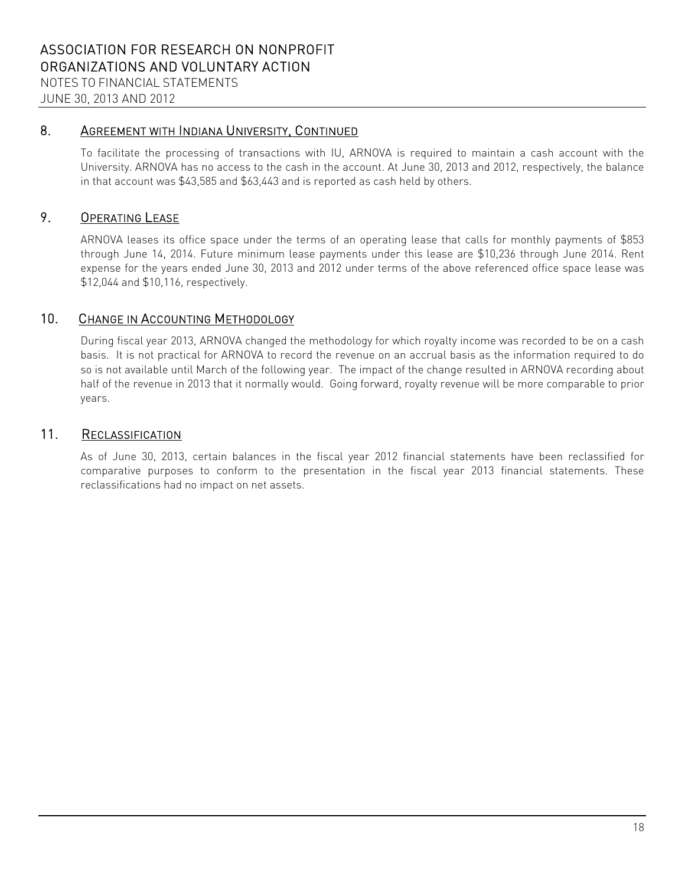## 8. AGREEMENT WITH INDIANA UNIVERSITY, CONTINUED

To facilitate the processing of transactions with IU, ARNOVA is required to maintain a cash account with the University. ARNOVA has no access to the cash in the account. At June 30, 2013 and 2012, respectively, the balance in that account was $43,585 and $63,443 and is reported as cash held by others.

## 9. OPERATING LEASE

ARNOVA leases its office space under the terms of an operating lease that calls for monthly payments of $853 through June 14, 2014. Future minimum lease payments under this lease are $10,236 through June 2014. Rent expense for the years ended June 30, 2013 and 2012 under terms of the above referenced office space lease was $12,044 and $10,116, respectively.

## 10. CHANGE IN ACCOUNTING METHODOLOGY

During fiscal year 2013, ARNOVA changed the methodology for which royalty income was recorded to be on a cash basis. It is not practical for ARNOVA to record the revenue on an accrual basis as the information required to do so is not available until March of the following year. The impact of the change resulted in ARNOVA recording about half of the revenue in 2013 that it normally would. Going forward, royalty revenue will be more comparable to prior years.

## 11. RECLASSIFICATION

As of June 30, 2013, certain balances in the fiscal year 2012 financial statements have been reclassified for comparative purposes to conform to the presentation in the fiscal year 2013 financial statements. These reclassifications had no impact on net assets.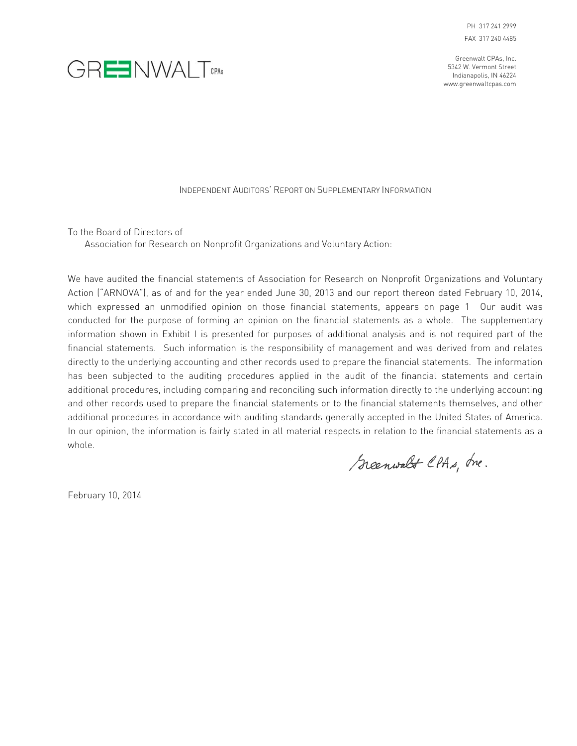PH 317 241 2999

FAX 317 240 4485

GREENWALT CPAs

Greenwalt CPAs, Inc.
5342 W. Vermont Street
Indianapolis, IN 46224
www.greenwaltcpas.com

# INDEPENDENT AUDITORS' REPORT ON SUPPLEMENTARY INFORMATION

To the Board of Directors of
Association for Research on Nonprofit Organizations and Voluntary Action:

We have audited the financial statements of Association for Research on Nonprofit Organizations and Voluntary Action ("ARNOVA"), as of and for the year ended June 30, 2013 and our report thereon dated February 10, 2014, which expressed an unmodified opinion on those financial statements, appears on page 1 Our audit was conducted for the purpose of forming an opinion on the financial statements as a whole. The supplementary information shown in Exhibit I is presented for purposes of additional analysis and is not required part of the financial statements. Such information is the responsibility of management and was derived from and relates directly to the underlying accounting and other records used to prepare the financial statements. The information has been subjected to the auditing procedures applied in the audit of the financial statements and certain additional procedures, including comparing and reconciling such information directly to the underlying accounting and other records used to prepare the financial statements or to the financial statements themselves, and other additional procedures in accordance with auditing standards generally accepted in the United States of America. In our opinion, the information is fairly stated in all material respects in relation to the financial statements as a whole.

Greenwalt CPAs, Inc.

February 10, 2014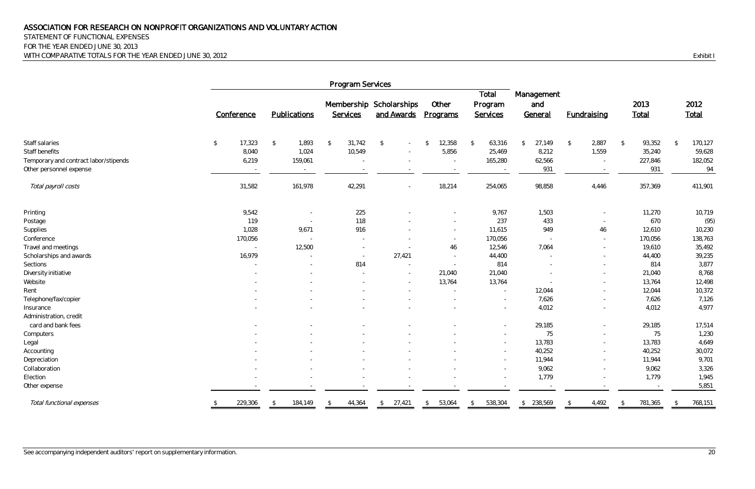# ASSOCIATION FOR RESEARCH ON NONPROFIT ORGANIZATIONS AND VOLUNTARY ACTION

STATEMENT OF FUNCTIONAL EXPENSES
FOR THE YEAR ENDED JUNE 30, 2013
WITH COMPARATIVE TOTALS FOR THE YEAR ENDED JUNE 30, 2012

Exhibit I

| | Program Services | | | | | | | | | |
|---|---|---|---|---|---|---|---|---|---|---|
| | Conference | Publications | Membership Services | Scholarships and Awards | Other Programs | Total Program Services | Management and General | Fundraising | 2013 Total | 2012 Total |
| Staff salaries | $ 17,323 | $ 1,893 | $ 31,742 | $ - | $ 12,358 | $ 63,316 | $ 27,149 | $ 2,887 | $ 93,352 | $ 170,127 |
| Staff benefits | 8,040 | 1,024 | 10,549 | - | 5,856 | 25,469 | 8,212 | 1,559 | 35,240 | 59,628 |
| Temporary and contract labor/stipends | 6,219 | 159,061 | - | - | - | 165,280 | 62,566 | - | 227,846 | 182,052 |
| Other personnel expense | - | - | - | - | - | - | 931 | - | 931 | 94 |
| *Total payroll costs* | 31,582 | 161,978 | 42,291 | - | 18,214 | 254,065 | 98,858 | 4,446 | 357,369 | 411,901 |
| Printing | 9,542 | - | 225 | - | - | 9,767 | 1,503 | - | 11,270 | 10,719 |
| Postage | 119 | - | 118 | - | - | 237 | 433 | - | 670 | (95) |
| Supplies | 1,028 | 9,671 | 916 | - | - | 11,615 | 949 | 46 | 12,610 | 10,230 |
| Conference | 170,056 | - | - | - | - | 170,056 | - | - | 170,056 | 138,763 |
| Travel and meetings | - | 12,500 | - | - | 46 | 12,546 | 7,064 | - | 19,610 | 35,492 |
| Scholarships and awards | 16,979 | - | - | 27,421 | - | 44,400 | - | - | 44,400 | 39,235 |
| Sections | - | - | 814 | - | - | 814 | - | - | 814 | 3,877 |
| Diversity initiative | - | - | - | - | 21,040 | 21,040 | - | - | 21,040 | 8,768 |
| Website | - | - | - | - | 13,764 | 13,764 | - | - | 13,764 | 12,498 |
| Rent | - | - | - | - | - | - | 12,044 | - | 12,044 | 10,372 |
| Telephone/fax/copier | - | - | - | - | - | - | 7,626 | - | 7,626 | 7,126 |
| Insurance | - | - | - | - | - | - | 4,012 | - | 4,012 | 4,977 |
| Administration, credit card and bank fees | - | - | - | - | - | - | 29,185 | - | 29,185 | 17,514 |
| Computers | - | - | - | - | - | - | 75 | - | 75 | 1,230 |
| Legal | - | - | - | - | - | - | 13,783 | - | 13,783 | 4,649 |
| Accounting | - | - | - | - | - | - | 40,252 | - | 40,252 | 30,072 |
| Depreciation | - | - | - | - | - | - | 11,944 | - | 11,944 | 9,701 |
| Collaboration | - | - | - | - | - | - | 9,062 | - | 9,062 | 3,326 |
| Election | - | - | - | - | - | - | 1,779 | - | 1,779 | 1,945 |
| Other expense | - | - | - | - | - | - | - | - | - | 5,851 |
| *Total functional expenses* | $ 229,306 | $ 184,149 | $ 44,364 | $ 27,421 | $ 53,064 | $ 538,304 | $ 238,569 | $ 4,492 | $ 781,365 | $ 768,151 |

See accompanying independent auditors' report on supplementary information.